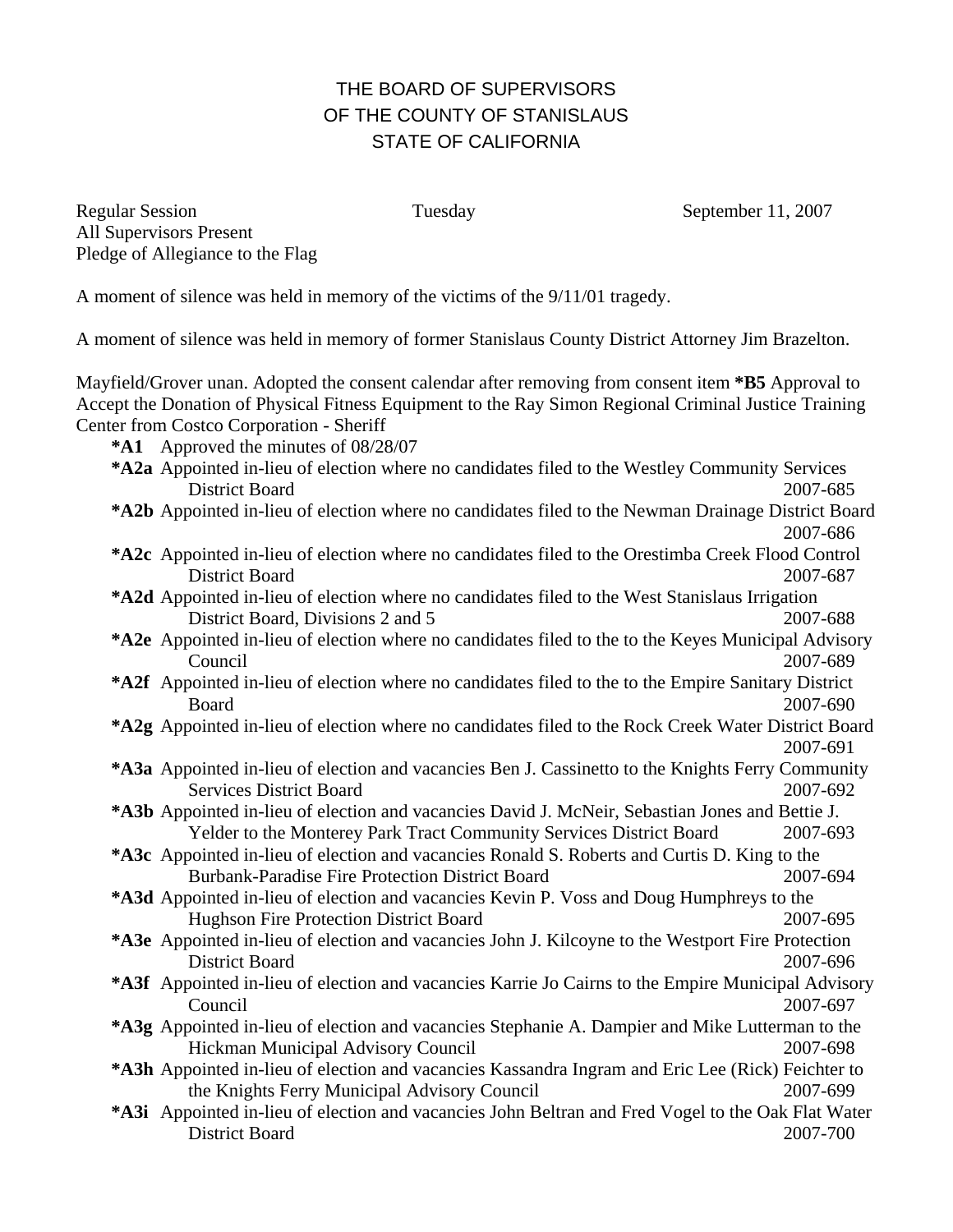# THE BOARD OF SUPERVISORS
# OF THE COUNTY OF STANISLAUS
# STATE OF CALIFORNIA

Regular Session — Tuesday — September 11, 2007

All Supervisors Present

Pledge of Allegiance to the Flag

A moment of silence was held in memory of the victims of the 9/11/01 tragedy.

A moment of silence was held in memory of former Stanislaus County District Attorney Jim Brazelton.

Mayfield/Grover unan. Adopted the consent calendar after removing from consent item **\*B5** Approval to Accept the Donation of Physical Fitness Equipment to the Ray Simon Regional Criminal Justice Training Center from Costco Corporation - Sheriff

- **\*A1** Approved the minutes of 08/28/07
- **\*A2a** Appointed in-lieu of election where no candidates filed to the Westley Community Services District Board 2007-685
- **\*A2b** Appointed in-lieu of election where no candidates filed to the Newman Drainage District Board 2007-686
- **\*A2c** Appointed in-lieu of election where no candidates filed to the Orestimba Creek Flood Control District Board 2007-687
- **\*A2d** Appointed in-lieu of election where no candidates filed to the West Stanislaus Irrigation District Board, Divisions 2 and 5 2007-688
- **\*A2e** Appointed in-lieu of election where no candidates filed to the to the Keyes Municipal Advisory Council 2007-689
- **\*A2f** Appointed in-lieu of election where no candidates filed to the to the Empire Sanitary District Board 2007-690
- **\*A2g** Appointed in-lieu of election where no candidates filed to the Rock Creek Water District Board 2007-691
- **\*A3a** Appointed in-lieu of election and vacancies Ben J. Cassinetto to the Knights Ferry Community Services District Board 2007-692
- **\*A3b** Appointed in-lieu of election and vacancies David J. McNeir, Sebastian Jones and Bettie J. Yelder to the Monterey Park Tract Community Services District Board 2007-693
- **\*A3c** Appointed in-lieu of election and vacancies Ronald S. Roberts and Curtis D. King to the Burbank-Paradise Fire Protection District Board 2007-694
- **\*A3d** Appointed in-lieu of election and vacancies Kevin P. Voss and Doug Humphreys to the Hughson Fire Protection District Board 2007-695
- **\*A3e** Appointed in-lieu of election and vacancies John J. Kilcoyne to the Westport Fire Protection District Board 2007-696
- **\*A3f** Appointed in-lieu of election and vacancies Karrie Jo Cairns to the Empire Municipal Advisory Council 2007-697
- **\*A3g** Appointed in-lieu of election and vacancies Stephanie A. Dampier and Mike Lutterman to the Hickman Municipal Advisory Council 2007-698
- **\*A3h** Appointed in-lieu of election and vacancies Kassandra Ingram and Eric Lee (Rick) Feichter to the Knights Ferry Municipal Advisory Council 2007-699
- **\*A3i** Appointed in-lieu of election and vacancies John Beltran and Fred Vogel to the Oak Flat Water District Board 2007-700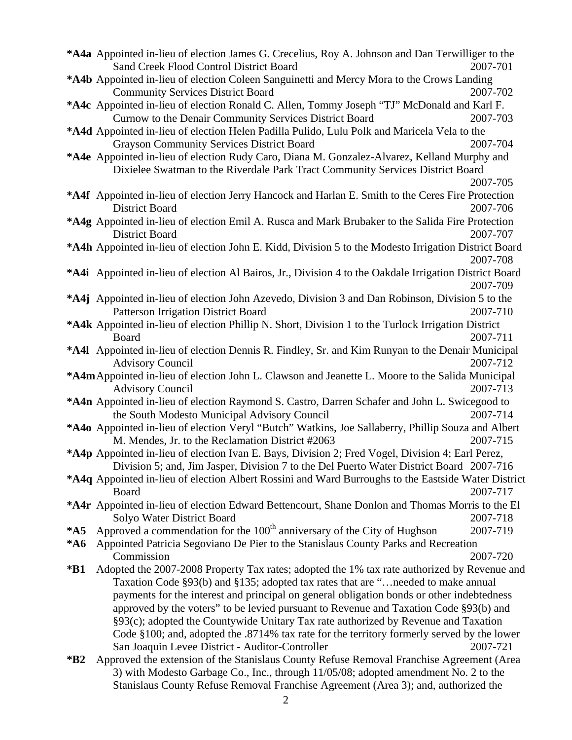**\*A4a** Appointed in-lieu of election James G. Crecelius, Roy A. Johnson and Dan Terwilliger to the Sand Creek Flood Control District Board 2007-701

**\*A4b** Appointed in-lieu of election Coleen Sanguinetti and Mercy Mora to the Crows Landing Community Services District Board 2007-702

**\*A4c** Appointed in-lieu of election Ronald C. Allen, Tommy Joseph "TJ" McDonald and Karl F. Curnow to the Denair Community Services District Board 2007-703

**\*A4d** Appointed in-lieu of election Helen Padilla Pulido, Lulu Polk and Maricela Vela to the Grayson Community Services District Board 2007-704

**\*A4e** Appointed in-lieu of election Rudy Caro, Diana M. Gonzalez-Alvarez, Kelland Murphy and Dixielee Swatman to the Riverdale Park Tract Community Services District Board 2007-705

**\*A4f** Appointed in-lieu of election Jerry Hancock and Harlan E. Smith to the Ceres Fire Protection District Board 2007-706

**\*A4g** Appointed in-lieu of election Emil A. Rusca and Mark Brubaker to the Salida Fire Protection District Board 2007-707

**\*A4h** Appointed in-lieu of election John E. Kidd, Division 5 to the Modesto Irrigation District Board 2007-708

**\*A4i** Appointed in-lieu of election Al Bairos, Jr., Division 4 to the Oakdale Irrigation District Board 2007-709

**\*A4j** Appointed in-lieu of election John Azevedo, Division 3 and Dan Robinson, Division 5 to the Patterson Irrigation District Board 2007-710

**\*A4k** Appointed in-lieu of election Phillip N. Short, Division 1 to the Turlock Irrigation District Board 2007-711

**\*A4l** Appointed in-lieu of election Dennis R. Findley, Sr. and Kim Runyan to the Denair Municipal Advisory Council 2007-712

**\*A4m** Appointed in-lieu of election John L. Clawson and Jeanette L. Moore to the Salida Municipal Advisory Council 2007-713

**\*A4n** Appointed in-lieu of election Raymond S. Castro, Darren Schafer and John L. Swicegood to the South Modesto Municipal Advisory Council 2007-714

**\*A4o** Appointed in-lieu of election Veryl "Butch" Watkins, Joe Sallaberry, Phillip Souza and Albert M. Mendes, Jr. to the Reclamation District #2063 2007-715

**\*A4p** Appointed in-lieu of election Ivan E. Bays, Division 2; Fred Vogel, Division 4; Earl Perez, Division 5; and, Jim Jasper, Division 7 to the Del Puerto Water District Board 2007-716

**\*A4q** Appointed in-lieu of election Albert Rossini and Ward Burroughs to the Eastside Water District Board 2007-717

**\*A4r** Appointed in-lieu of election Edward Bettencourt, Shane Donlon and Thomas Morris to the El Solyo Water District Board 2007-718

**\*A5** Approved a commendation for the 100th anniversary of the City of Hughson 2007-719

**\*A6** Appointed Patricia Segoviano De Pier to the Stanislaus County Parks and Recreation Commission 2007-720

**\*B1** Adopted the 2007-2008 Property Tax rates; adopted the 1% tax rate authorized by Revenue and Taxation Code §93(b) and §135; adopted tax rates that are "…needed to make annual payments for the interest and principal on general obligation bonds or other indebtedness approved by the voters" to be levied pursuant to Revenue and Taxation Code §93(b) and §93(c); adopted the Countywide Unitary Tax rate authorized by Revenue and Taxation Code §100; and, adopted the .8714% tax rate for the territory formerly served by the lower San Joaquin Levee District - Auditor-Controller 2007-721

**\*B2** Approved the extension of the Stanislaus County Refuse Removal Franchise Agreement (Area 3) with Modesto Garbage Co., Inc., through 11/05/08; adopted amendment No. 2 to the Stanislaus County Refuse Removal Franchise Agreement (Area 3); and, authorized the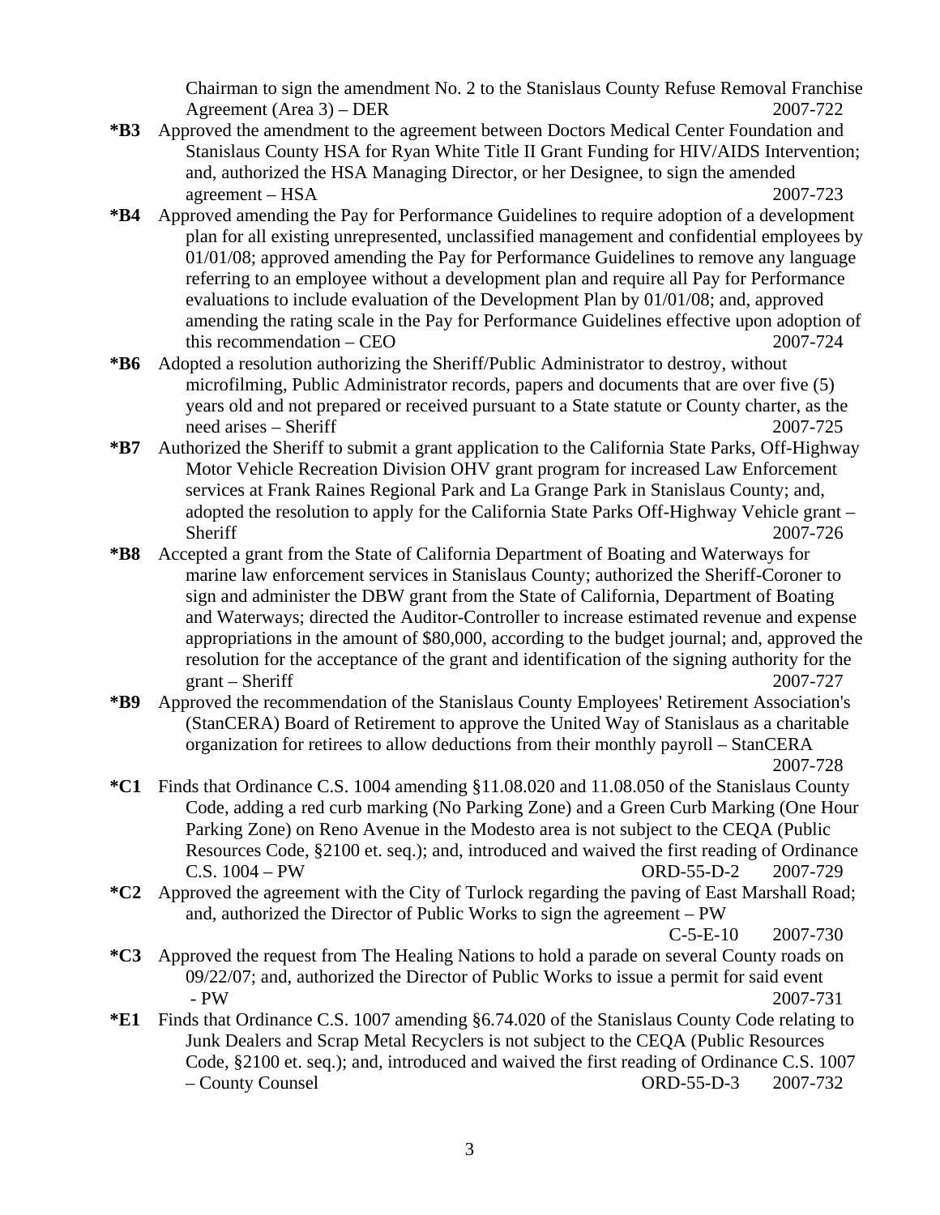Chairman to sign the amendment No. 2 to the Stanislaus County Refuse Removal Franchise Agreement (Area 3) – DER 2007-722

**\*B3** Approved the amendment to the agreement between Doctors Medical Center Foundation and Stanislaus County HSA for Ryan White Title II Grant Funding for HIV/AIDS Intervention; and, authorized the HSA Managing Director, or her Designee, to sign the amended agreement – HSA 2007-723

**\*B4** Approved amending the Pay for Performance Guidelines to require adoption of a development plan for all existing unrepresented, unclassified management and confidential employees by 01/01/08; approved amending the Pay for Performance Guidelines to remove any language referring to an employee without a development plan and require all Pay for Performance evaluations to include evaluation of the Development Plan by 01/01/08; and, approved amending the rating scale in the Pay for Performance Guidelines effective upon adoption of this recommendation – CEO 2007-724

**\*B6** Adopted a resolution authorizing the Sheriff/Public Administrator to destroy, without microfilming, Public Administrator records, papers and documents that are over five (5) years old and not prepared or received pursuant to a State statute or County charter, as the need arises – Sheriff 2007-725

**\*B7** Authorized the Sheriff to submit a grant application to the California State Parks, Off-Highway Motor Vehicle Recreation Division OHV grant program for increased Law Enforcement services at Frank Raines Regional Park and La Grange Park in Stanislaus County; and, adopted the resolution to apply for the California State Parks Off-Highway Vehicle grant – Sheriff 2007-726

**\*B8** Accepted a grant from the State of California Department of Boating and Waterways for marine law enforcement services in Stanislaus County; authorized the Sheriff-Coroner to sign and administer the DBW grant from the State of California, Department of Boating and Waterways; directed the Auditor-Controller to increase estimated revenue and expense appropriations in the amount of $80,000, according to the budget journal; and, approved the resolution for the acceptance of the grant and identification of the signing authority for the grant – Sheriff 2007-727

**\*B9** Approved the recommendation of the Stanislaus County Employees' Retirement Association's (StanCERA) Board of Retirement to approve the United Way of Stanislaus as a charitable organization for retirees to allow deductions from their monthly payroll – StanCERA 2007-728

**\*C1** Finds that Ordinance C.S. 1004 amending §11.08.020 and 11.08.050 of the Stanislaus County Code, adding a red curb marking (No Parking Zone) and a Green Curb Marking (One Hour Parking Zone) on Reno Avenue in the Modesto area is not subject to the CEQA (Public Resources Code, §2100 et. seq.); and, introduced and waived the first reading of Ordinance C.S. 1004 – PW ORD-55-D-2 2007-729

**\*C2** Approved the agreement with the City of Turlock regarding the paving of East Marshall Road; and, authorized the Director of Public Works to sign the agreement – PW C-5-E-10 2007-730

**\*C3** Approved the request from The Healing Nations to hold a parade on several County roads on 09/22/07; and, authorized the Director of Public Works to issue a permit for said event - PW 2007-731

**\*E1** Finds that Ordinance C.S. 1007 amending §6.74.020 of the Stanislaus County Code relating to Junk Dealers and Scrap Metal Recyclers is not subject to the CEQA (Public Resources Code, §2100 et. seq.); and, introduced and waived the first reading of Ordinance C.S. 1007 – County Counsel ORD-55-D-3 2007-732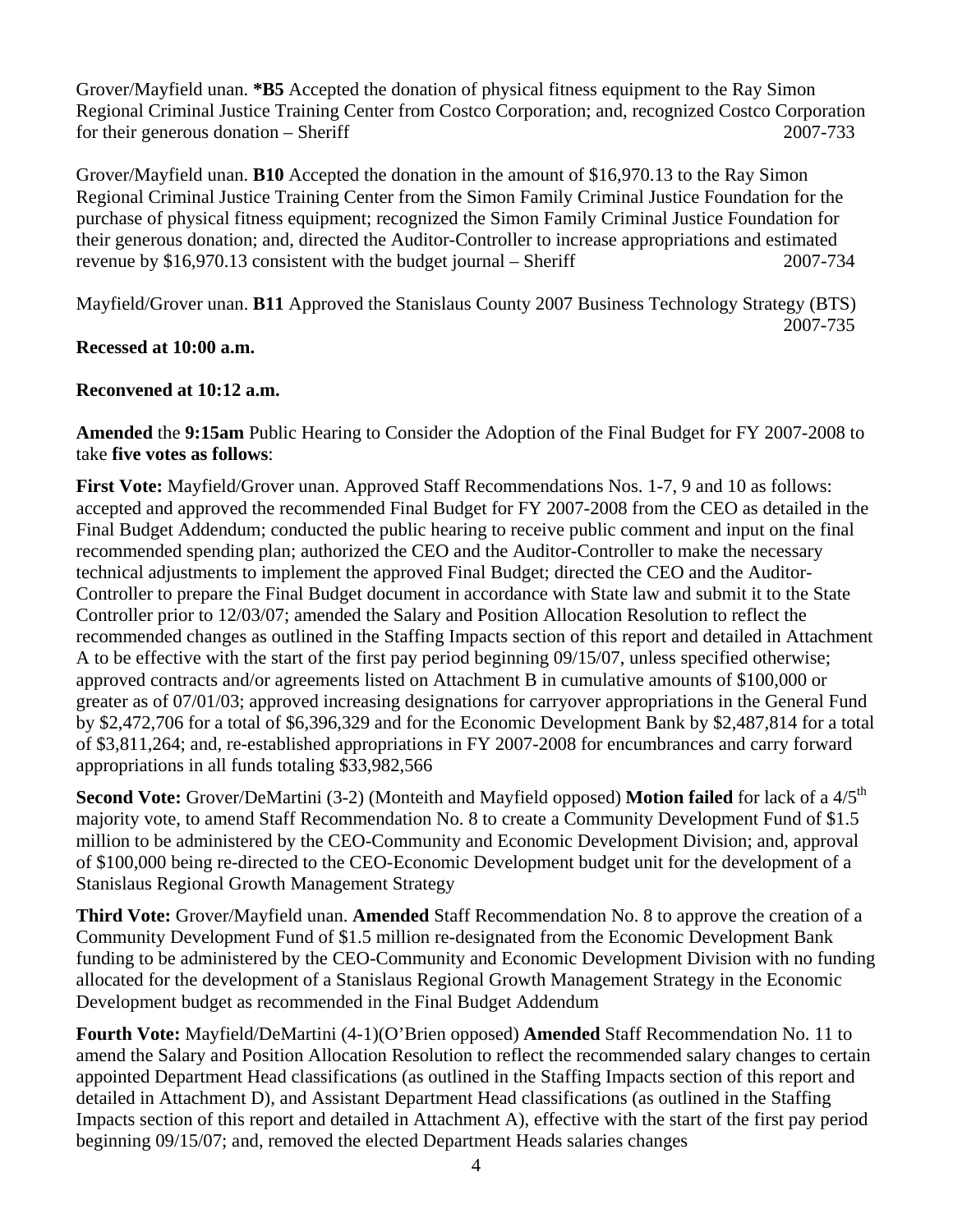Grover/Mayfield unan. **\*B5** Accepted the donation of physical fitness equipment to the Ray Simon Regional Criminal Justice Training Center from Costco Corporation; and, recognized Costco Corporation for their generous donation – Sheriff 2007-733

Grover/Mayfield unan. **B10** Accepted the donation in the amount of $16,970.13 to the Ray Simon Regional Criminal Justice Training Center from the Simon Family Criminal Justice Foundation for the purchase of physical fitness equipment; recognized the Simon Family Criminal Justice Foundation for their generous donation; and, directed the Auditor-Controller to increase appropriations and estimated revenue by $16,970.13 consistent with the budget journal – Sheriff 2007-734

Mayfield/Grover unan. **B11** Approved the Stanislaus County 2007 Business Technology Strategy (BTS) 2007-735

**Recessed at 10:00 a.m.**

**Reconvened at 10:12 a.m.**

**Amended** the **9:15am** Public Hearing to Consider the Adoption of the Final Budget for FY 2007-2008 to take **five votes as follows**:

**First Vote:** Mayfield/Grover unan. Approved Staff Recommendations Nos. 1-7, 9 and 10 as follows: accepted and approved the recommended Final Budget for FY 2007-2008 from the CEO as detailed in the Final Budget Addendum; conducted the public hearing to receive public comment and input on the final recommended spending plan; authorized the CEO and the Auditor-Controller to make the necessary technical adjustments to implement the approved Final Budget; directed the CEO and the Auditor-Controller to prepare the Final Budget document in accordance with State law and submit it to the State Controller prior to 12/03/07; amended the Salary and Position Allocation Resolution to reflect the recommended changes as outlined in the Staffing Impacts section of this report and detailed in Attachment A to be effective with the start of the first pay period beginning 09/15/07, unless specified otherwise; approved contracts and/or agreements listed on Attachment B in cumulative amounts of $100,000 or greater as of 07/01/03; approved increasing designations for carryover appropriations in the General Fund by $2,472,706 for a total of $6,396,329 and for the Economic Development Bank by $2,487,814 for a total of $3,811,264; and, re-established appropriations in FY 2007-2008 for encumbrances and carry forward appropriations in all funds totaling $33,982,566

**Second Vote:** Grover/DeMartini (3-2) (Monteith and Mayfield opposed) **Motion failed** for lack of a 4/5th majority vote, to amend Staff Recommendation No. 8 to create a Community Development Fund of $1.5 million to be administered by the CEO-Community and Economic Development Division; and, approval of $100,000 being re-directed to the CEO-Economic Development budget unit for the development of a Stanislaus Regional Growth Management Strategy

**Third Vote:** Grover/Mayfield unan. **Amended** Staff Recommendation No. 8 to approve the creation of a Community Development Fund of $1.5 million re-designated from the Economic Development Bank funding to be administered by the CEO-Community and Economic Development Division with no funding allocated for the development of a Stanislaus Regional Growth Management Strategy in the Economic Development budget as recommended in the Final Budget Addendum

**Fourth Vote:** Mayfield/DeMartini (4-1)(O'Brien opposed) **Amended** Staff Recommendation No. 11 to amend the Salary and Position Allocation Resolution to reflect the recommended salary changes to certain appointed Department Head classifications (as outlined in the Staffing Impacts section of this report and detailed in Attachment D), and Assistant Department Head classifications (as outlined in the Staffing Impacts section of this report and detailed in Attachment A), effective with the start of the first pay period beginning 09/15/07; and, removed the elected Department Heads salaries changes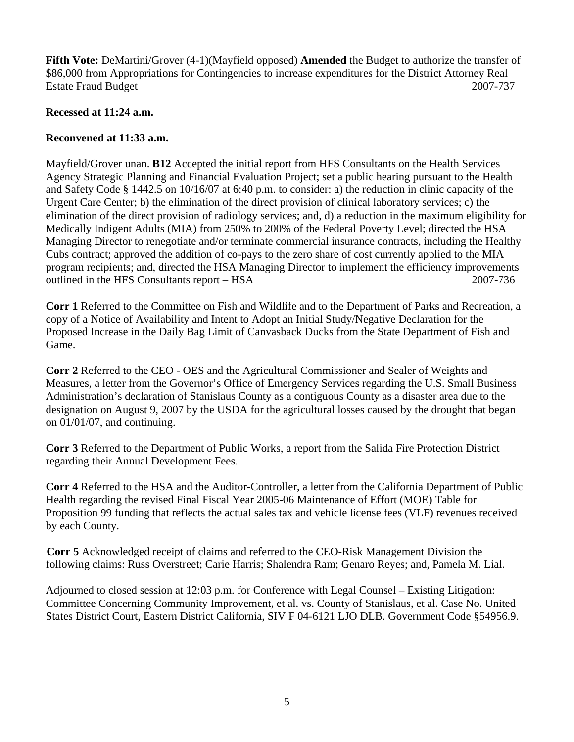**Fifth Vote:** DeMartini/Grover (4-1)(Mayfield opposed) **Amended** the Budget to authorize the transfer of $86,000 from Appropriations for Contingencies to increase expenditures for the District Attorney Real Estate Fraud Budget 2007-737

**Recessed at 11:24 a.m.**

**Reconvened at 11:33 a.m.**

Mayfield/Grover unan. **B12** Accepted the initial report from HFS Consultants on the Health Services Agency Strategic Planning and Financial Evaluation Project; set a public hearing pursuant to the Health and Safety Code § 1442.5 on 10/16/07 at 6:40 p.m. to consider: a) the reduction in clinic capacity of the Urgent Care Center; b) the elimination of the direct provision of clinical laboratory services; c) the elimination of the direct provision of radiology services; and, d) a reduction in the maximum eligibility for Medically Indigent Adults (MIA) from 250% to 200% of the Federal Poverty Level; directed the HSA Managing Director to renegotiate and/or terminate commercial insurance contracts, including the Healthy Cubs contract; approved the addition of co-pays to the zero share of cost currently applied to the MIA program recipients; and, directed the HSA Managing Director to implement the efficiency improvements outlined in the HFS Consultants report – HSA 2007-736

**Corr 1** Referred to the Committee on Fish and Wildlife and to the Department of Parks and Recreation, a copy of a Notice of Availability and Intent to Adopt an Initial Study/Negative Declaration for the Proposed Increase in the Daily Bag Limit of Canvasback Ducks from the State Department of Fish and Game.

**Corr 2** Referred to the CEO - OES and the Agricultural Commissioner and Sealer of Weights and Measures, a letter from the Governor's Office of Emergency Services regarding the U.S. Small Business Administration's declaration of Stanislaus County as a contiguous County as a disaster area due to the designation on August 9, 2007 by the USDA for the agricultural losses caused by the drought that began on 01/01/07, and continuing.

**Corr 3** Referred to the Department of Public Works, a report from the Salida Fire Protection District regarding their Annual Development Fees.

**Corr 4** Referred to the HSA and the Auditor-Controller, a letter from the California Department of Public Health regarding the revised Final Fiscal Year 2005-06 Maintenance of Effort (MOE) Table for Proposition 99 funding that reflects the actual sales tax and vehicle license fees (VLF) revenues received by each County.

**Corr 5** Acknowledged receipt of claims and referred to the CEO-Risk Management Division the following claims: Russ Overstreet; Carie Harris; Shalendra Ram; Genaro Reyes; and, Pamela M. Lial.

Adjourned to closed session at 12:03 p.m. for Conference with Legal Counsel – Existing Litigation: Committee Concerning Community Improvement, et al. vs. County of Stanislaus, et al. Case No. United States District Court, Eastern District California, SIV F 04-6121 LJO DLB. Government Code §54956.9.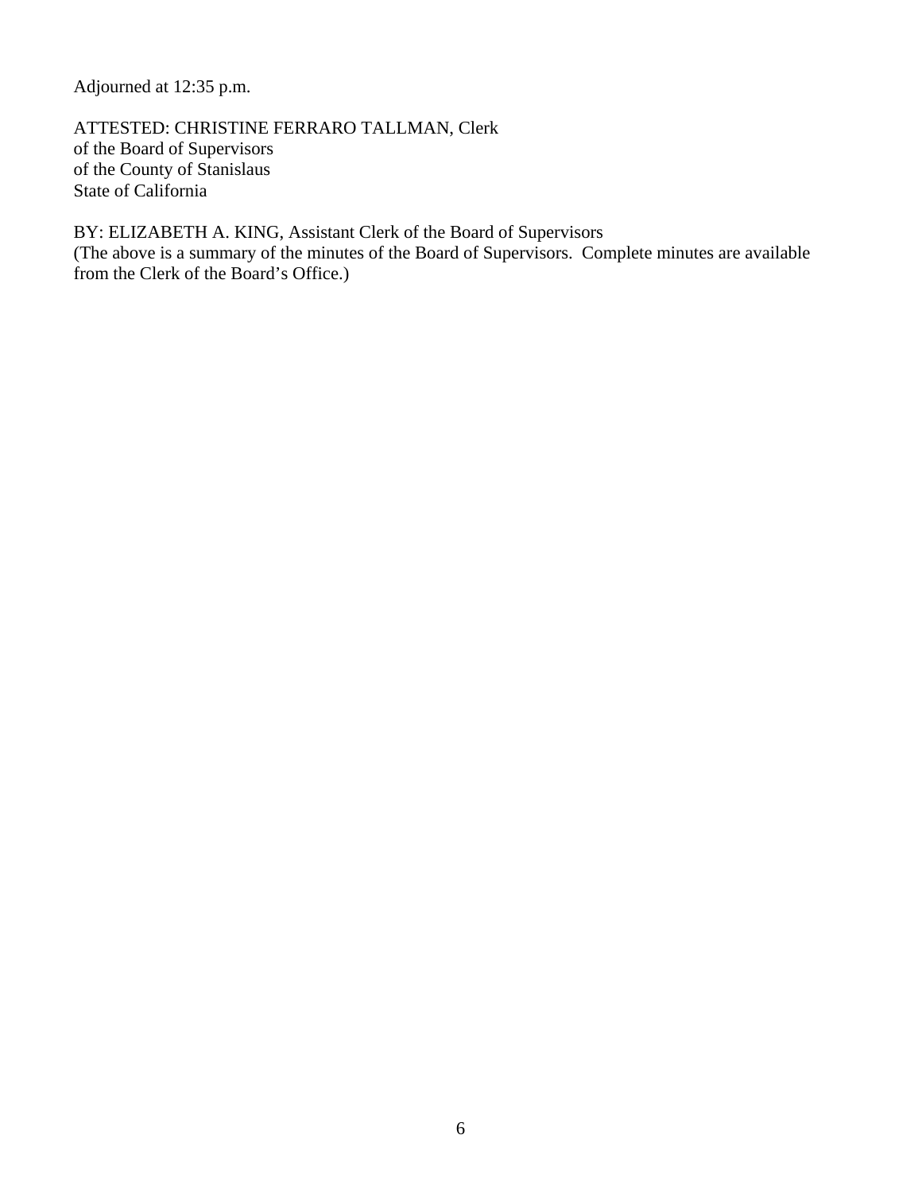Adjourned at 12:35 p.m.

ATTESTED: CHRISTINE FERRARO TALLMAN, Clerk
of the Board of Supervisors
of the County of Stanislaus
State of California

BY: ELIZABETH A. KING, Assistant Clerk of the Board of Supervisors
(The above is a summary of the minutes of the Board of Supervisors. Complete minutes are available from the Clerk of the Board's Office.)